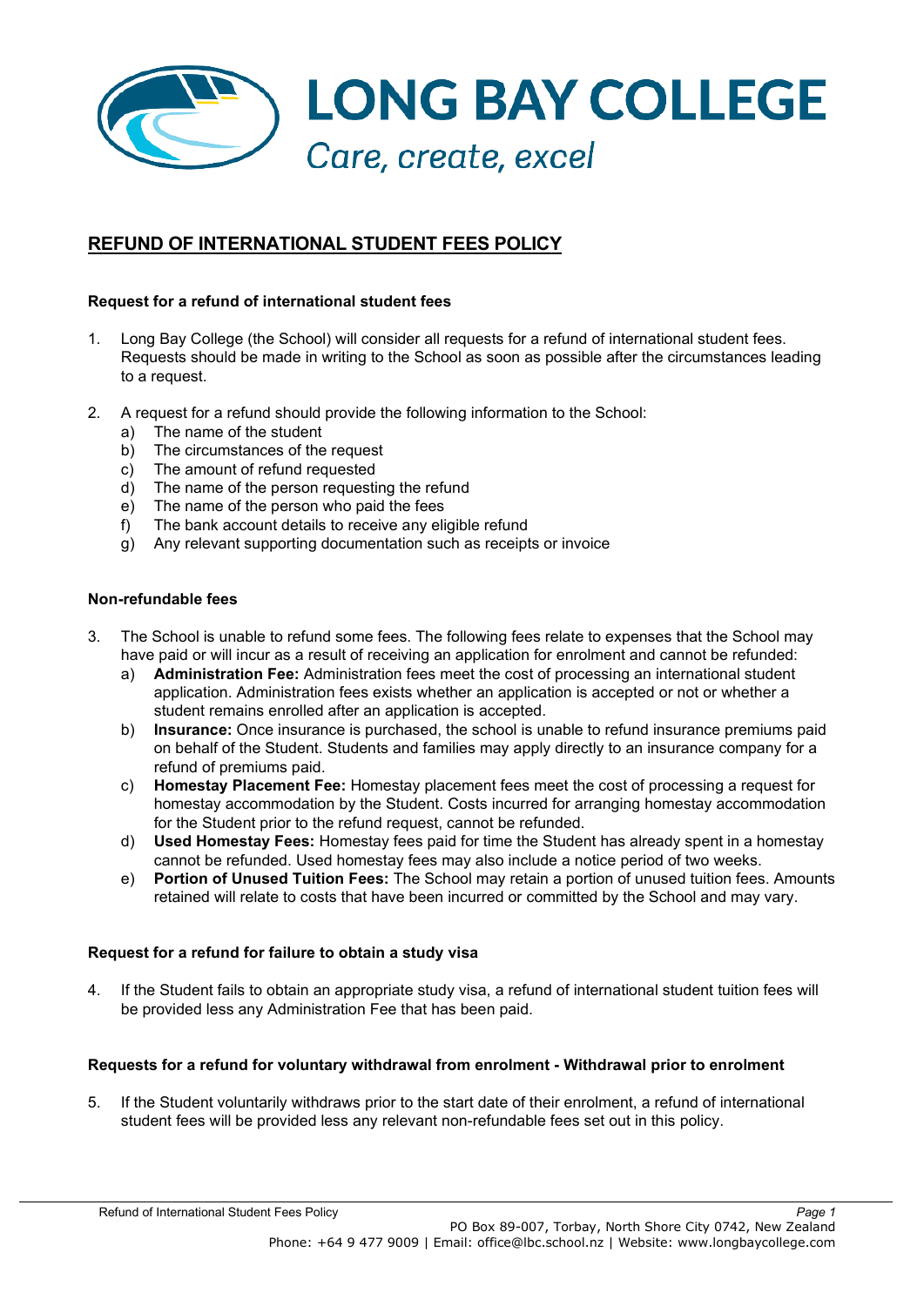# LONG BAY COLLEGE

*Care, create, excel*

## REFUND OF INTERNATIONAL STUDENT FEES POLICY

### Request for a refund of international student fees

1. Long Bay College (the School) will consider all requests for a refund of international student fees. Requests should be made in writing to the School as soon as possible after the circumstances leading to a request.

2. A request for a refund should provide the following information to the School:
   a) The name of the student
   b) The circumstances of the request
   c) The amount of refund requested
   d) The name of the person requesting the refund
   e) The name of the person who paid the fees
   f) The bank account details to receive any eligible refund
   g) Any relevant supporting documentation such as receipts or invoice

### Non-refundable fees

3. The School is unable to refund some fees. The following fees relate to expenses that the School may have paid or will incur as a result of receiving an application for enrolment and cannot be refunded:
   a) **Administration Fee:** Administration fees meet the cost of processing an international student application. Administration fees exists whether an application is accepted or not or whether a student remains enrolled after an application is accepted.
   b) **Insurance:** Once insurance is purchased, the school is unable to refund insurance premiums paid on behalf of the Student. Students and families may apply directly to an insurance company for a refund of premiums paid.
   c) **Homestay Placement Fee:** Homestay placement fees meet the cost of processing a request for homestay accommodation by the Student. Costs incurred for arranging homestay accommodation for the Student prior to the refund request, cannot be refunded.
   d) **Used Homestay Fees:** Homestay fees paid for time the Student has already spent in a homestay cannot be refunded. Used homestay fees may also include a notice period of two weeks.
   e) **Portion of Unused Tuition Fees:** The School may retain a portion of unused tuition fees. Amounts retained will relate to costs that have been incurred or committed by the School and may vary.

### Request for a refund for failure to obtain a study visa

4. If the Student fails to obtain an appropriate study visa, a refund of international student tuition fees will be provided less any Administration Fee that has been paid.

### Requests for a refund for voluntary withdrawal from enrolment - Withdrawal prior to enrolment

5. If the Student voluntarily withdraws prior to the start date of their enrolment, a refund of international student fees will be provided less any relevant non-refundable fees set out in this policy.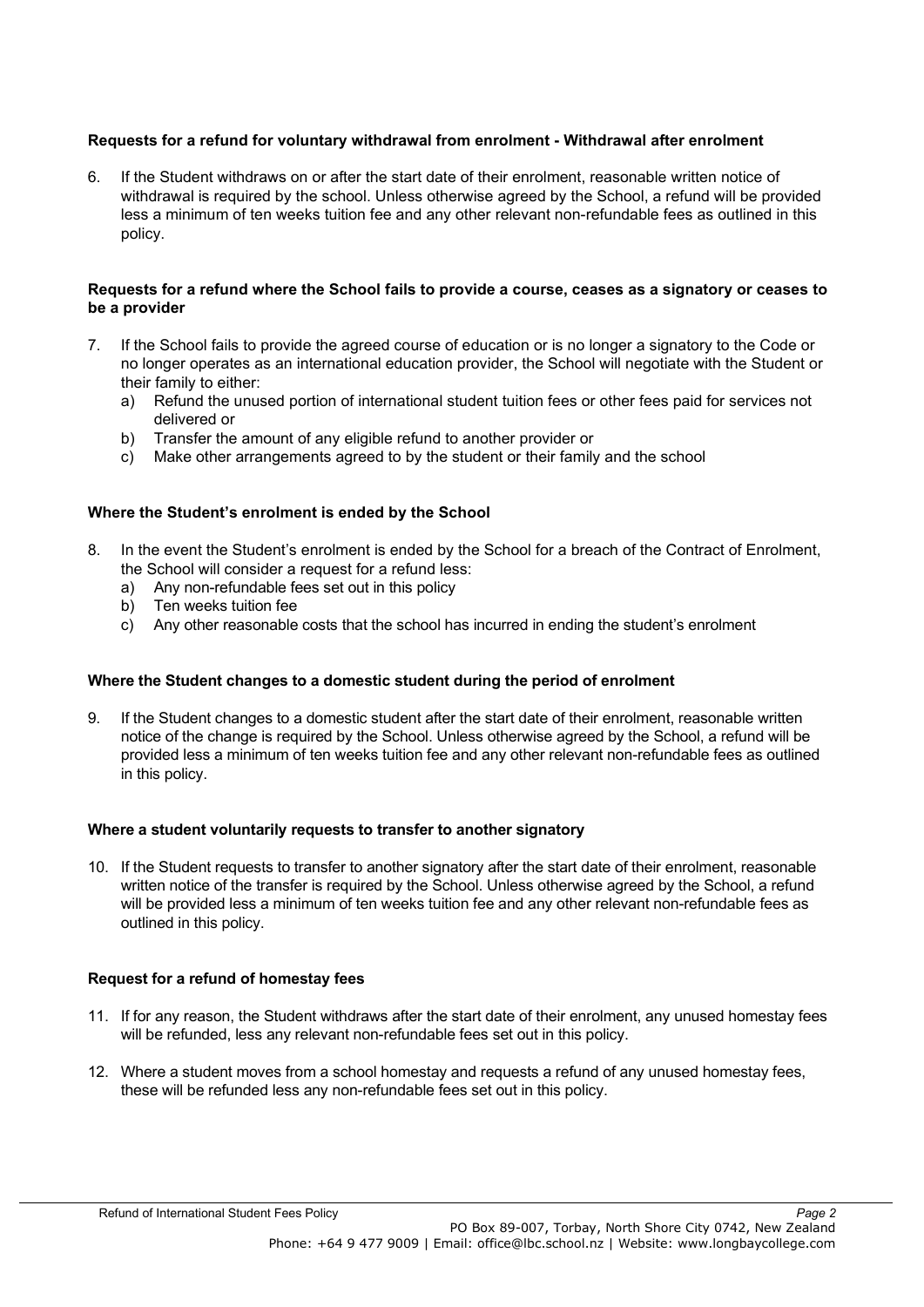**Requests for a refund for voluntary withdrawal from enrolment - Withdrawal after enrolment**

6. If the Student withdraws on or after the start date of their enrolment, reasonable written notice of withdrawal is required by the school. Unless otherwise agreed by the School, a refund will be provided less a minimum of ten weeks tuition fee and any other relevant non-refundable fees as outlined in this policy.

**Requests for a refund where the School fails to provide a course, ceases as a signatory or ceases to be a provider**

7. If the School fails to provide the agreed course of education or is no longer a signatory to the Code or no longer operates as an international education provider, the School will negotiate with the Student or their family to either:
   a) Refund the unused portion of international student tuition fees or other fees paid for services not delivered or
   b) Transfer the amount of any eligible refund to another provider or
   c) Make other arrangements agreed to by the student or their family and the school

**Where the Student's enrolment is ended by the School**

8. In the event the Student's enrolment is ended by the School for a breach of the Contract of Enrolment, the School will consider a request for a refund less:
   a) Any non-refundable fees set out in this policy
   b) Ten weeks tuition fee
   c) Any other reasonable costs that the school has incurred in ending the student's enrolment

**Where the Student changes to a domestic student during the period of enrolment**

9. If the Student changes to a domestic student after the start date of their enrolment, reasonable written notice of the change is required by the School. Unless otherwise agreed by the School, a refund will be provided less a minimum of ten weeks tuition fee and any other relevant non-refundable fees as outlined in this policy.

**Where a student voluntarily requests to transfer to another signatory**

10. If the Student requests to transfer to another signatory after the start date of their enrolment, reasonable written notice of the transfer is required by the School. Unless otherwise agreed by the School, a refund will be provided less a minimum of ten weeks tuition fee and any other relevant non-refundable fees as outlined in this policy.

**Request for a refund of homestay fees**

11. If for any reason, the Student withdraws after the start date of their enrolment, any unused homestay fees will be refunded, less any relevant non-refundable fees set out in this policy.

12. Where a student moves from a school homestay and requests a refund of any unused homestay fees, these will be refunded less any non-refundable fees set out in this policy.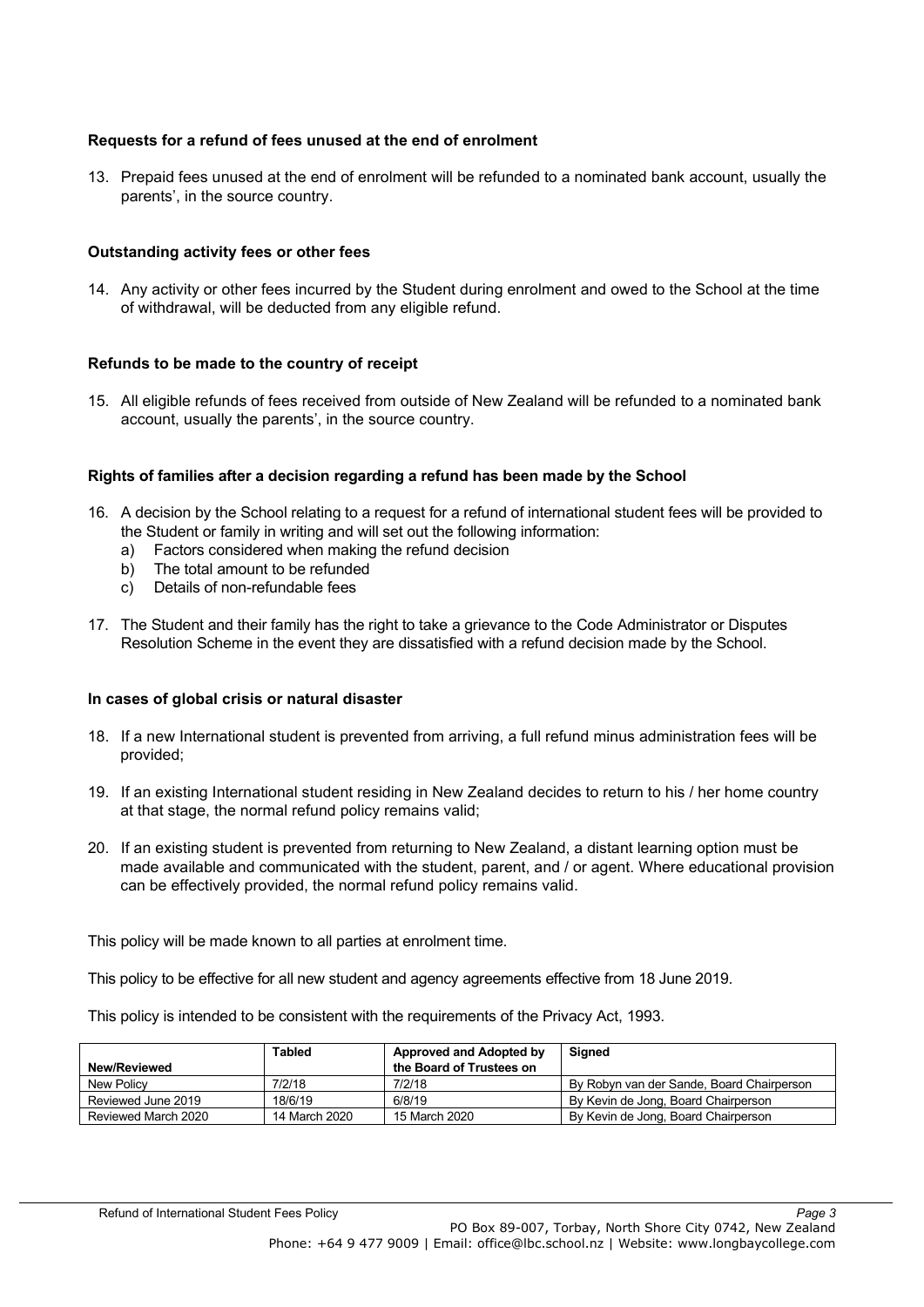#### Requests for a refund of fees unused at the end of enrolment

13. Prepaid fees unused at the end of enrolment will be refunded to a nominated bank account, usually the parents', in the source country.

#### Outstanding activity fees or other fees

14. Any activity or other fees incurred by the Student during enrolment and owed to the School at the time of withdrawal, will be deducted from any eligible refund.

#### Refunds to be made to the country of receipt

15. All eligible refunds of fees received from outside of New Zealand will be refunded to a nominated bank account, usually the parents', in the source country.

#### Rights of families after a decision regarding a refund has been made by the School

16. A decision by the School relating to a request for a refund of international student fees will be provided to the Student or family in writing and will set out the following information:
    a) Factors considered when making the refund decision
    b) The total amount to be refunded
    c) Details of non-refundable fees

17. The Student and their family has the right to take a grievance to the Code Administrator or Disputes Resolution Scheme in the event they are dissatisfied with a refund decision made by the School.

#### In cases of global crisis or natural disaster

18. If a new International student is prevented from arriving, a full refund minus administration fees will be provided;

19. If an existing International student residing in New Zealand decides to return to his / her home country at that stage, the normal refund policy remains valid;

20. If an existing student is prevented from returning to New Zealand, a distant learning option must be made available and communicated with the student, parent, and / or agent. Where educational provision can be effectively provided, the normal refund policy remains valid.

This policy will be made known to all parties at enrolment time.

This policy to be effective for all new student and agency agreements effective from 18 June 2019.

This policy is intended to be consistent with the requirements of the Privacy Act, 1993.

| New/Reviewed | Tabled | Approved and Adopted by the Board of Trustees on | Signed |
|---|---|---|---|
| New Policy | 7/2/18 | 7/2/18 | By Robyn van der Sande, Board Chairperson |
| Reviewed June 2019 | 18/6/19 | 6/8/19 | By Kevin de Jong, Board Chairperson |
| Reviewed March 2020 | 14 March 2020 | 15 March 2020 | By Kevin de Jong, Board Chairperson |